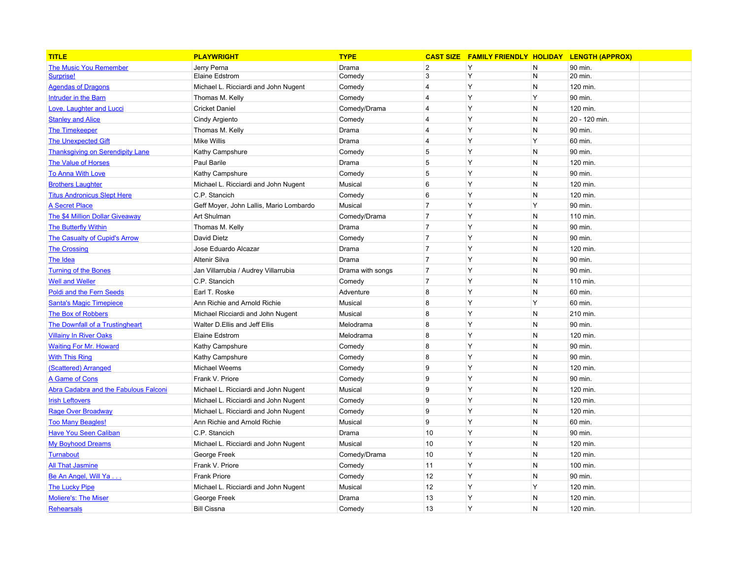| TITLE | PLAYWRIGHT | TYPE | CAST SIZE | FAMILY FRIENDLY | HOLIDAY | LENGTH (APPROX) |
|---|---|---|---|---|---|---|
| The Music You Remember | Jerry Perna | Drama | 2 | Y | N | 90 min. |
| Surprise! | Elaine Edstrom | Comedy | 3 | Y | N | 20 min. |
| Agendas of Dragons | Michael L. Ricciardi and John Nugent | Comedy | 4 | Y | N | 120 min. |
| Intruder in the Barn | Thomas M. Kelly | Comedy | 4 | Y | Y | 90 min. |
| Love, Laughter and Lucci | Cricket Daniel | Comedy/Drama | 4 | Y | N | 120 min. |
| Stanley and Alice | Cindy Argiento | Comedy | 4 | Y | N | 20 - 120 min. |
| The Timekeeper | Thomas M. Kelly | Drama | 4 | Y | N | 90 min. |
| The Unexpected Gift | Mike Willis | Drama | 4 | Y | Y | 60 min. |
| Thanksgiving on Serendipity Lane | Kathy Campshure | Comedy | 5 | Y | N | 90 min. |
| The Value of Horses | Paul Barile | Drama | 5 | Y | N | 120 min. |
| To Anna With Love | Kathy Campshure | Comedy | 5 | Y | N | 90 min. |
| Brothers Laughter | Michael L. Ricciardi and John Nugent | Musical | 6 | Y | N | 120 min. |
| Titus Andronicus Slept Here | C.P. Stancich | Comedy | 6 | Y | N | 120 min. |
| A Secret Place | Geff Moyer, John Lallis, Mario Lombardo | Musical | 7 | Y | Y | 90 min. |
| The $4 Million Dollar Giveaway | Art Shulman | Comedy/Drama | 7 | Y | N | 110 min. |
| The Butterfly Within | Thomas M. Kelly | Drama | 7 | Y | N | 90 min. |
| The Casualty of Cupid's Arrow | David Dietz | Comedy | 7 | Y | N | 90 min. |
| The Crossing | Jose Eduardo Alcazar | Drama | 7 | Y | N | 120 min. |
| The Idea | Altenir Silva | Drama | 7 | Y | N | 90 min. |
| Turning of the Bones | Jan Villarrubia / Audrey Villarrubia | Drama with songs | 7 | Y | N | 90 min. |
| Well and Weller | C.P. Stancich | Comedy | 7 | Y | N | 110 min. |
| Poldi and the Fern Seeds | Earl T. Roske | Adventure | 8 | Y | N | 60 min. |
| Santa's Magic Timepiece | Ann Richie and Arnold Richie | Musical | 8 | Y | Y | 60 min. |
| The Box of Robbers | Michael Ricciardi and John Nugent | Musical | 8 | Y | N | 210 min. |
| The Downfall of a Trustingheart | Walter D.Ellis and Jeff Ellis | Melodrama | 8 | Y | N | 90 min. |
| Villainy In River Oaks | Elaine Edstrom | Melodrama | 8 | Y | N | 120 min. |
| Waiting For Mr. Howard | Kathy Campshure | Comedy | 8 | Y | N | 90 min. |
| With This Ring | Kathy Campshure | Comedy | 8 | Y | N | 90 min. |
| (Scattered) Arranged | Michael Weems | Comedy | 9 | Y | N | 120 min. |
| A Game of Cons | Frank V. Priore | Comedy | 9 | Y | N | 90 min. |
| Abra Cadabra and the Fabulous Falconi | Michael L. Ricciardi and John Nugent | Musical | 9 | Y | N | 120 min. |
| Irish Leftovers | Michael L. Ricciardi and John Nugent | Comedy | 9 | Y | N | 120 min. |
| Rage Over Broadway | Michael L. Ricciardi and John Nugent | Comedy | 9 | Y | N | 120 min. |
| Too Many Beagles! | Ann Richie and Arnold Richie | Musical | 9 | Y | N | 60 min. |
| Have You Seen Caliban | C.P. Stancich | Drama | 10 | Y | N | 90 min. |
| My Boyhood Dreams | Michael L. Ricciardi and John Nugent | Musical | 10 | Y | N | 120 min. |
| Turnabout | George Freek | Comedy/Drama | 10 | Y | N | 120 min. |
| All That Jasmine | Frank V. Priore | Comedy | 11 | Y | N | 100 min. |
| Be An Angel, Will Ya . . . | Frank Priore | Comedy | 12 | Y | N | 90 min. |
| The Lucky Pipe | Michael L. Ricciardi and John Nugent | Musical | 12 | Y | Y | 120 min. |
| Moliere's: The Miser | George Freek | Drama | 13 | Y | N | 120 min. |
| Rehearsals | Bill Cissna | Comedy | 13 | Y | N | 120 min. |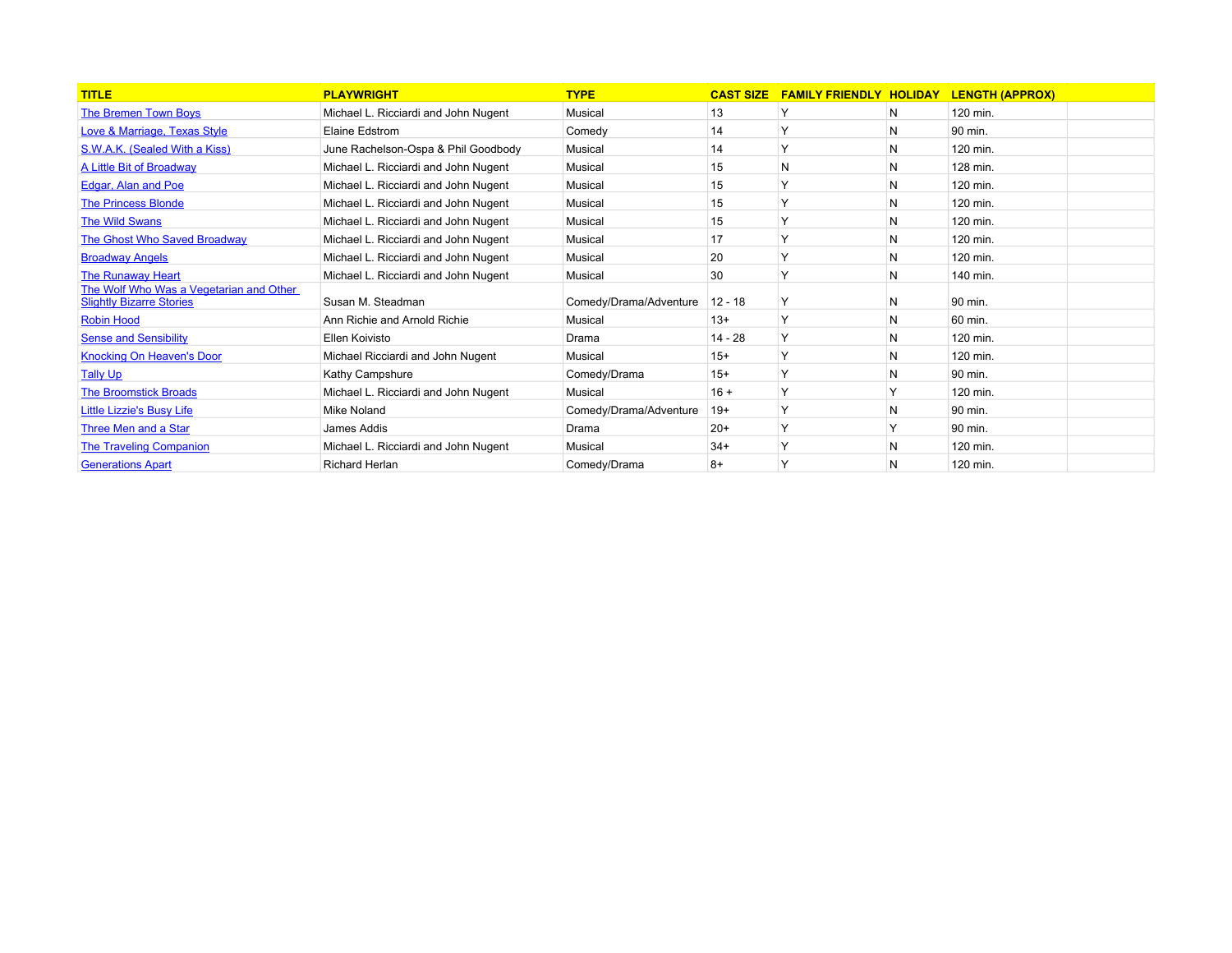| TITLE | PLAYWRIGHT | TYPE | CAST SIZE | FAMILY FRIENDLY | HOLIDAY | LENGTH (APPROX) | |
|---|---|---|---|---|---|---|---|
| The Bremen Town Boys | Michael L. Ricciardi and John Nugent | Musical | 13 | Y | N | 120 min. | |
| Love & Marriage, Texas Style | Elaine Edstrom | Comedy | 14 | Y | N | 90 min. | |
| S.W.A.K. (Sealed With a Kiss) | June Rachelson-Ospa & Phil Goodbody | Musical | 14 | Y | N | 120 min. | |
| A Little Bit of Broadway | Michael L. Ricciardi and John Nugent | Musical | 15 | N | N | 128 min. | |
| Edgar, Alan and Poe | Michael L. Ricciardi and John Nugent | Musical | 15 | Y | N | 120 min. | |
| The Princess Blonde | Michael L. Ricciardi and John Nugent | Musical | 15 | Y | N | 120 min. | |
| The Wild Swans | Michael L. Ricciardi and John Nugent | Musical | 15 | Y | N | 120 min. | |
| The Ghost Who Saved Broadway | Michael L. Ricciardi and John Nugent | Musical | 17 | Y | N | 120 min. | |
| Broadway Angels | Michael L. Ricciardi and John Nugent | Musical | 20 | Y | N | 120 min. | |
| The Runaway Heart | Michael L. Ricciardi and John Nugent | Musical | 30 | Y | N | 140 min. | |
| The Wolf Who Was a Vegetarian and Other Slightly Bizarre Stories | Susan M. Steadman | Comedy/Drama/Adventure | 12 - 18 | Y | N | 90 min. | |
| Robin Hood | Ann Richie and Arnold Richie | Musical | 13+ | Y | N | 60 min. | |
| Sense and Sensibility | Ellen Koivisto | Drama | 14 - 28 | Y | N | 120 min. | |
| Knocking On Heaven's Door | Michael Ricciardi and John Nugent | Musical | 15+ | Y | N | 120 min. | |
| Tally Up | Kathy Campshure | Comedy/Drama | 15+ | Y | N | 90 min. | |
| The Broomstick Broads | Michael L. Ricciardi and John Nugent | Musical | 16 + | Y | Y | 120 min. | |
| Little Lizzie's Busy Life | Mike Noland | Comedy/Drama/Adventure | 19+ | Y | N | 90 min. | |
| Three Men and a Star | James Addis | Drama | 20+ | Y | Y | 90 min. | |
| The Traveling Companion | Michael L. Ricciardi and John Nugent | Musical | 34+ | Y | N | 120 min. | |
| Generations Apart | Richard Herlan | Comedy/Drama | 8+ | Y | N | 120 min. | |